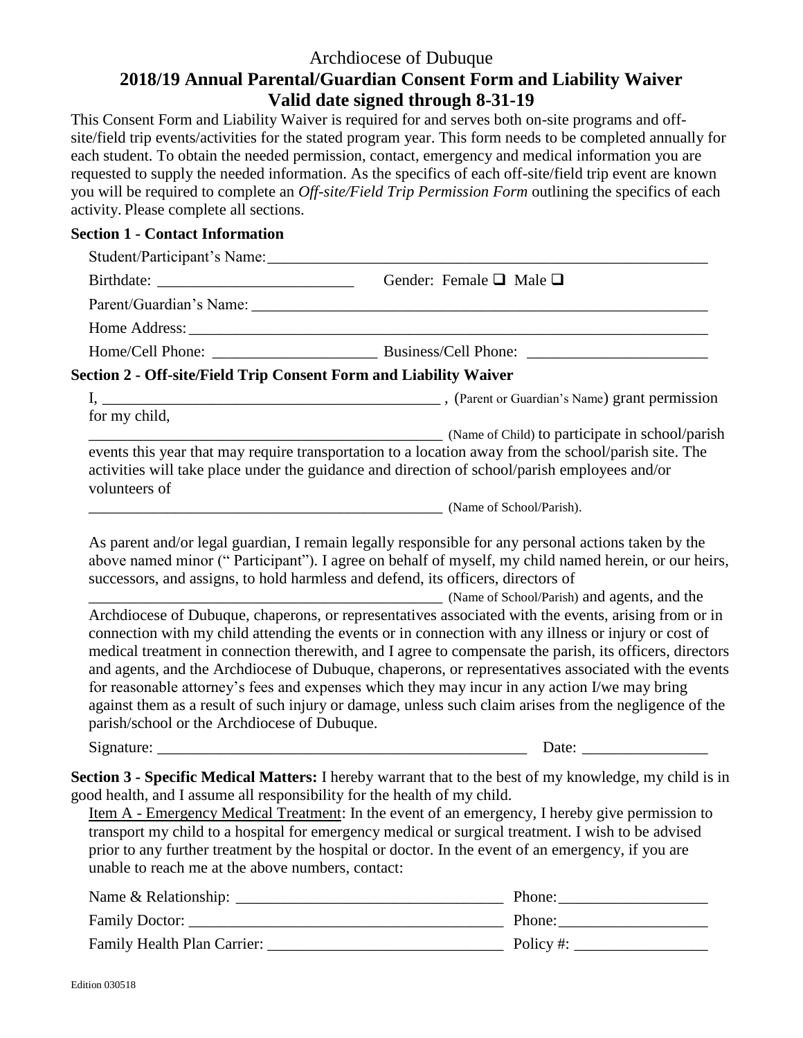Archdiocese of Dubuque

# 2018/19 Annual Parental/Guardian Consent Form and Liability Waiver

## Valid date signed through 8-31-19

This Consent Form and Liability Waiver is required for and serves both on-site programs and off-site/field trip events/activities for the stated program year. This form needs to be completed annually for each student. To obtain the needed permission, contact, emergency and medical information you are requested to supply the needed information. As the specifics of each off-site/field trip event are known you will be required to complete an *Off-site/Field Trip Permission Form* outlining the specifics of each activity. Please complete all sections.

**Section 1 - Contact Information**

Student/Participant's Name:___________________________________________________________

Birthdate: _________________________ Gender: Female ❑ Male ❑

Parent/Guardian's Name: _____________________________________________________________

Home Address: _____________________________________________________________________

Home/Cell Phone: _____________________ Business/Cell Phone: _______________________

**Section 2 - Off-site/Field Trip Consent Form and Liability Waiver**

I, ____________________________________________ , (Parent or Guardian's Name) grant permission for my child,

______________________________________________ (Name of Child) to participate in school/parish events this year that may require transportation to a location away from the school/parish site. The activities will take place under the guidance and direction of school/parish employees and/or volunteers of

________________________________________________ (Name of School/Parish).

As parent and/or legal guardian, I remain legally responsible for any personal actions taken by the above named minor (" Participant"). I agree on behalf of myself, my child named herein, or our heirs, successors, and assigns, to hold harmless and defend, its officers, directors of

______________________________________________ (Name of School/Parish) and agents, and the Archdiocese of Dubuque, chaperons, or representatives associated with the events, arising from or in connection with my child attending the events or in connection with any illness or injury or cost of medical treatment in connection therewith, and I agree to compensate the parish, its officers, directors and agents, and the Archdiocese of Dubuque, chaperons, or representatives associated with the events for reasonable attorney's fees and expenses which they may incur in any action I/we may bring against them as a result of such injury or damage, unless such claim arises from the negligence of the parish/school or the Archdiocese of Dubuque.

Signature: ________________________________________________ Date: ________________

**Section 3 - Specific Medical Matters:** I hereby warrant that to the best of my knowledge, my child is in good health, and I assume all responsibility for the health of my child.

Item A - Emergency Medical Treatment: In the event of an emergency, I hereby give permission to transport my child to a hospital for emergency medical or surgical treatment. I wish to be advised prior to any further treatment by the hospital or doctor. In the event of an emergency, if you are unable to reach me at the above numbers, contact:

Name & Relationship: __________________________________ Phone:___________________

Family Doctor: ________________________________________ Phone:___________________

Family Health Plan Carrier: ______________________________ Policy #: _________________

Edition 030518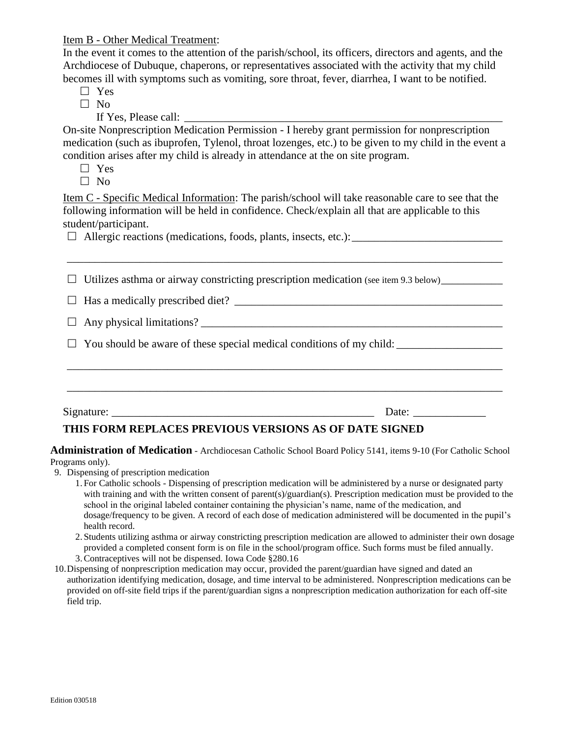Item B - Other Medical Treatment:

In the event it comes to the attention of the parish/school, its officers, directors and agents, and the Archdiocese of Dubuque, chaperons, or representatives associated with the activity that my child becomes ill with symptoms such as vomiting, sore throat, fever, diarrhea, I want to be notified.

☐ Yes

☐ No

If Yes, Please call: ___________________________________________________________

On-site Nonprescription Medication Permission - I hereby grant permission for nonprescription medication (such as ibuprofen, Tylenol, throat lozenges, etc.) to be given to my child in the event a condition arises after my child is already in attendance at the on site program.

☐ Yes

☐ No

Item C - Specific Medical Information: The parish/school will take reasonable care to see that the following information will be held in confidence. Check/explain all that are applicable to this student/participant.

☐ Allergic reactions (medications, foods, plants, insects, etc.): ___________________________

_______________________________________________________________________________

☐ Utilizes asthma or airway constricting prescription medication (see item 9.3 below)___________

☐ Has a medically prescribed diet? _________________________________________________

☐ Any physical limitations? ______________________________________________________

☐ You should be aware of these special medical conditions of my child: ___________________

_______________________________________________________________________________

_______________________________________________________________________________

Signature: _________________________________________________ Date: _____________

**THIS FORM REPLACES PREVIOUS VERSIONS AS OF DATE SIGNED**

**Administration of Medication** - Archdiocesan Catholic School Board Policy 5141, items 9-10 (For Catholic School Programs only).

9. Dispensing of prescription medication
   1. For Catholic schools - Dispensing of prescription medication will be administered by a nurse or designated party with training and with the written consent of parent(s)/guardian(s). Prescription medication must be provided to the school in the original labeled container containing the physician's name, name of the medication, and dosage/frequency to be given. A record of each dose of medication administered will be documented in the pupil's health record.
   2. Students utilizing asthma or airway constricting prescription medication are allowed to administer their own dosage provided a completed consent form is on file in the school/program office. Such forms must be filed annually.
   3. Contraceptives will not be dispensed. Iowa Code §280.16
10. Dispensing of nonprescription medication may occur, provided the parent/guardian have signed and dated an authorization identifying medication, dosage, and time interval to be administered. Nonprescription medications can be provided on off-site field trips if the parent/guardian signs a nonprescription medication authorization for each off-site field trip.

Edition 030518